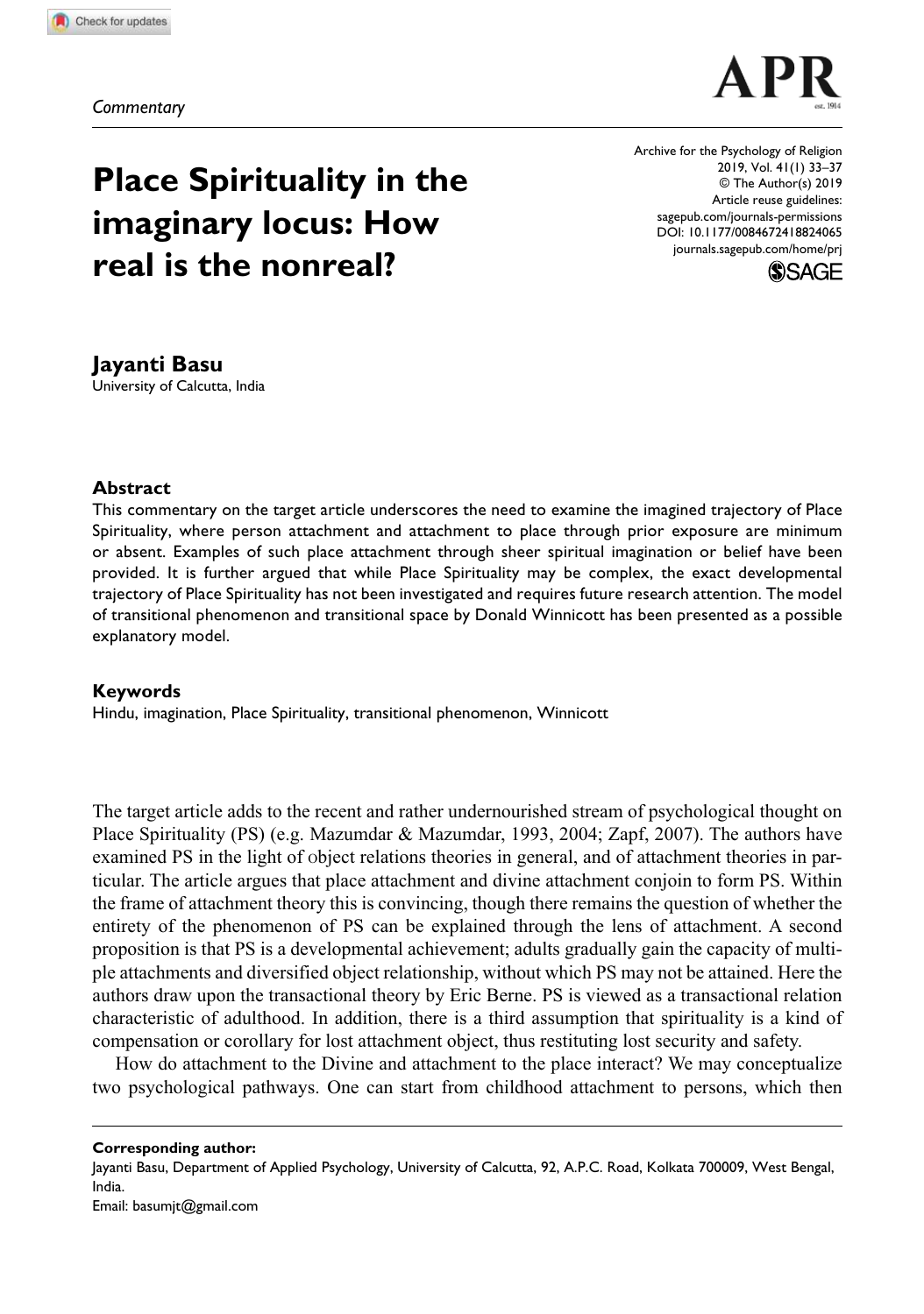*Commentary*

# Place Spirituality in the imaginary locus: How real is the nonreal?

**Jayanti Basu**
University of Calcutta, India

### Abstract

This commentary on the target article underscores the need to examine the imagined trajectory of Place Spirituality, where person attachment and attachment to place through prior exposure are minimum or absent. Examples of such place attachment through sheer spiritual imagination or belief have been provided. It is further argued that while Place Spirituality may be complex, the exact developmental trajectory of Place Spirituality has not been investigated and requires future research attention. The model of transitional phenomenon and transitional space by Donald Winnicott has been presented as a possible explanatory model.

### Keywords

Hindu, imagination, Place Spirituality, transitional phenomenon, Winnicott

The target article adds to the recent and rather undernourished stream of psychological thought on Place Spirituality (PS) (e.g. Mazumdar & Mazumdar, 1993, 2004; Zapf, 2007). The authors have examined PS in the light of object relations theories in general, and of attachment theories in particular. The article argues that place attachment and divine attachment conjoin to form PS. Within the frame of attachment theory this is convincing, though there remains the question of whether the entirety of the phenomenon of PS can be explained through the lens of attachment. A second proposition is that PS is a developmental achievement; adults gradually gain the capacity of multiple attachments and diversified object relationship, without which PS may not be attained. Here the authors draw upon the transactional theory by Eric Berne. PS is viewed as a transactional relation characteristic of adulthood. In addition, there is a third assumption that spirituality is a kind of compensation or corollary for lost attachment object, thus restituting lost security and safety.

How do attachment to the Divine and attachment to the place interact? We may conceptualize two psychological pathways. One can start from childhood attachment to persons, which then

**Corresponding author:**
Jayanti Basu, Department of Applied Psychology, University of Calcutta, 92, A.P.C. Road, Kolkata 700009, West Bengal, India.
Email: basumjt@gmail.com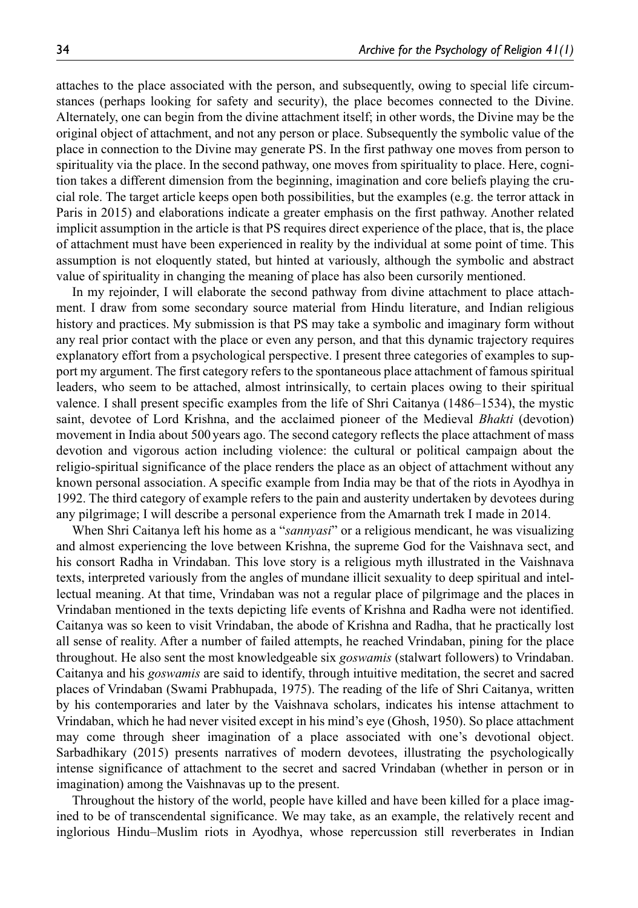attaches to the place associated with the person, and subsequently, owing to special life circumstances (perhaps looking for safety and security), the place becomes connected to the Divine. Alternately, one can begin from the divine attachment itself; in other words, the Divine may be the original object of attachment, and not any person or place. Subsequently the symbolic value of the place in connection to the Divine may generate PS. In the first pathway one moves from person to spirituality via the place. In the second pathway, one moves from spirituality to place. Here, cognition takes a different dimension from the beginning, imagination and core beliefs playing the crucial role. The target article keeps open both possibilities, but the examples (e.g. the terror attack in Paris in 2015) and elaborations indicate a greater emphasis on the first pathway. Another related implicit assumption in the article is that PS requires direct experience of the place, that is, the place of attachment must have been experienced in reality by the individual at some point of time. This assumption is not eloquently stated, but hinted at variously, although the symbolic and abstract value of spirituality in changing the meaning of place has also been cursorily mentioned.

In my rejoinder, I will elaborate the second pathway from divine attachment to place attachment. I draw from some secondary source material from Hindu literature, and Indian religious history and practices. My submission is that PS may take a symbolic and imaginary form without any real prior contact with the place or even any person, and that this dynamic trajectory requires explanatory effort from a psychological perspective. I present three categories of examples to support my argument. The first category refers to the spontaneous place attachment of famous spiritual leaders, who seem to be attached, almost intrinsically, to certain places owing to their spiritual valence. I shall present specific examples from the life of Shri Caitanya (1486–1534), the mystic saint, devotee of Lord Krishna, and the acclaimed pioneer of the Medieval *Bhakti* (devotion) movement in India about 500 years ago. The second category reflects the place attachment of mass devotion and vigorous action including violence: the cultural or political campaign about the religio-spiritual significance of the place renders the place as an object of attachment without any known personal association. A specific example from India may be that of the riots in Ayodhya in 1992. The third category of example refers to the pain and austerity undertaken by devotees during any pilgrimage; I will describe a personal experience from the Amarnath trek I made in 2014.

When Shri Caitanya left his home as a "*sannyasi*" or a religious mendicant, he was visualizing and almost experiencing the love between Krishna, the supreme God for the Vaishnava sect, and his consort Radha in Vrindaban. This love story is a religious myth illustrated in the Vaishnava texts, interpreted variously from the angles of mundane illicit sexuality to deep spiritual and intellectual meaning. At that time, Vrindaban was not a regular place of pilgrimage and the places in Vrindaban mentioned in the texts depicting life events of Krishna and Radha were not identified. Caitanya was so keen to visit Vrindaban, the abode of Krishna and Radha, that he practically lost all sense of reality. After a number of failed attempts, he reached Vrindaban, pining for the place throughout. He also sent the most knowledgeable six *goswamis* (stalwart followers) to Vrindaban. Caitanya and his *goswamis* are said to identify, through intuitive meditation, the secret and sacred places of Vrindaban (Swami Prabhupada, 1975). The reading of the life of Shri Caitanya, written by his contemporaries and later by the Vaishnava scholars, indicates his intense attachment to Vrindaban, which he had never visited except in his mind's eye (Ghosh, 1950). So place attachment may come through sheer imagination of a place associated with one's devotional object. Sarbadhikary (2015) presents narratives of modern devotees, illustrating the psychologically intense significance of attachment to the secret and sacred Vrindaban (whether in person or in imagination) among the Vaishnavas up to the present.

Throughout the history of the world, people have killed and have been killed for a place imagined to be of transcendental significance. We may take, as an example, the relatively recent and inglorious Hindu–Muslim riots in Ayodhya, whose repercussion still reverberates in Indian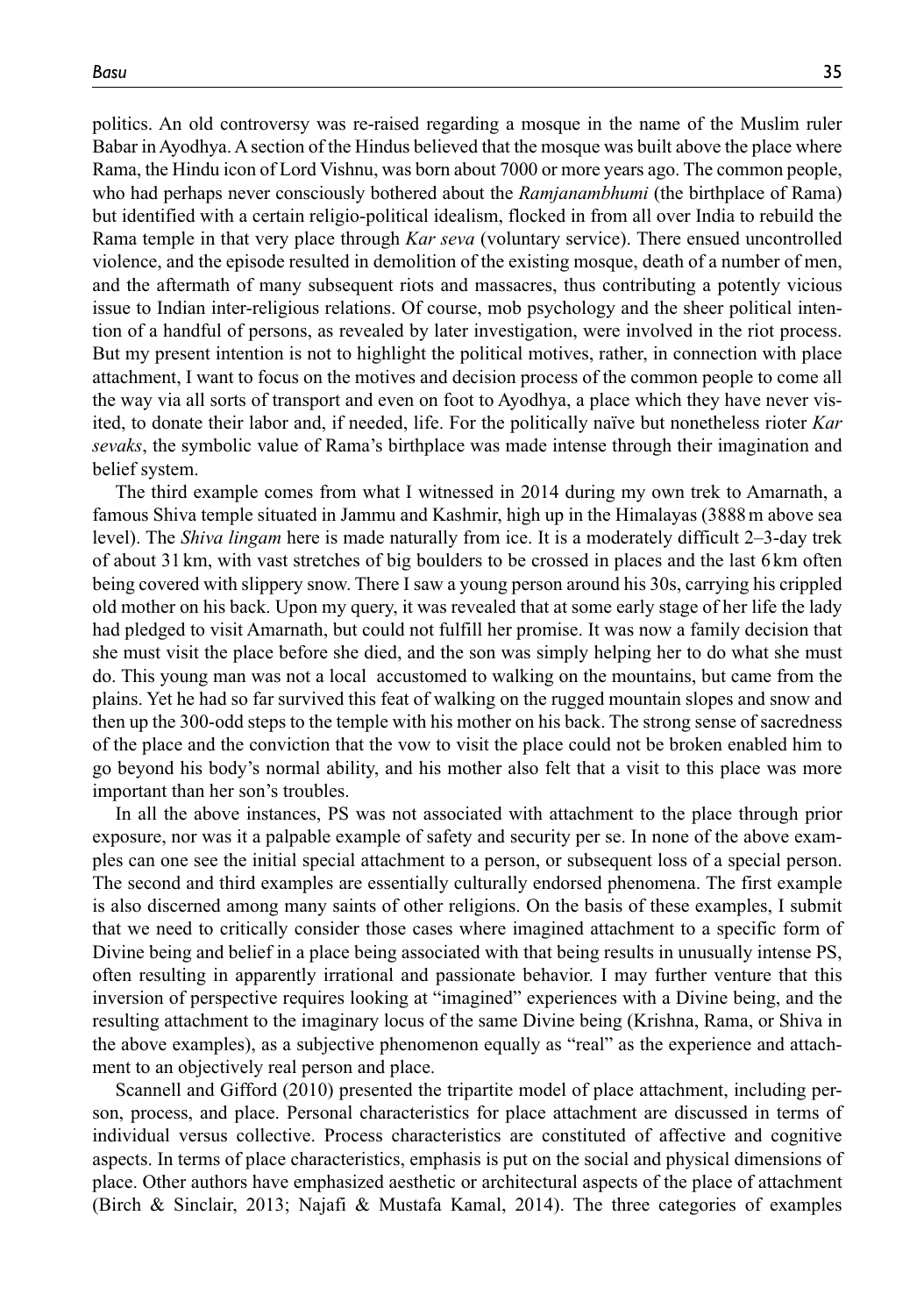politics. An old controversy was re-raised regarding a mosque in the name of the Muslim ruler Babar in Ayodhya. A section of the Hindus believed that the mosque was built above the place where Rama, the Hindu icon of Lord Vishnu, was born about 7000 or more years ago. The common people, who had perhaps never consciously bothered about the *Ramjanambhumi* (the birthplace of Rama) but identified with a certain religio-political idealism, flocked in from all over India to rebuild the Rama temple in that very place through *Kar seva* (voluntary service). There ensued uncontrolled violence, and the episode resulted in demolition of the existing mosque, death of a number of men, and the aftermath of many subsequent riots and massacres, thus contributing a potently vicious issue to Indian inter-religious relations. Of course, mob psychology and the sheer political intention of a handful of persons, as revealed by later investigation, were involved in the riot process. But my present intention is not to highlight the political motives, rather, in connection with place attachment, I want to focus on the motives and decision process of the common people to come all the way via all sorts of transport and even on foot to Ayodhya, a place which they have never visited, to donate their labor and, if needed, life. For the politically naïve but nonetheless rioter *Kar sevaks*, the symbolic value of Rama's birthplace was made intense through their imagination and belief system.

The third example comes from what I witnessed in 2014 during my own trek to Amarnath, a famous Shiva temple situated in Jammu and Kashmir, high up in the Himalayas (3888 m above sea level). The *Shiva lingam* here is made naturally from ice. It is a moderately difficult 2–3-day trek of about 31 km, with vast stretches of big boulders to be crossed in places and the last 6 km often being covered with slippery snow. There I saw a young person around his 30s, carrying his crippled old mother on his back. Upon my query, it was revealed that at some early stage of her life the lady had pledged to visit Amarnath, but could not fulfill her promise. It was now a family decision that she must visit the place before she died, and the son was simply helping her to do what she must do. This young man was not a local accustomed to walking on the mountains, but came from the plains. Yet he had so far survived this feat of walking on the rugged mountain slopes and snow and then up the 300-odd steps to the temple with his mother on his back. The strong sense of sacredness of the place and the conviction that the vow to visit the place could not be broken enabled him to go beyond his body's normal ability, and his mother also felt that a visit to this place was more important than her son's troubles.

In all the above instances, PS was not associated with attachment to the place through prior exposure, nor was it a palpable example of safety and security per se. In none of the above examples can one see the initial special attachment to a person, or subsequent loss of a special person. The second and third examples are essentially culturally endorsed phenomena. The first example is also discerned among many saints of other religions. On the basis of these examples, I submit that we need to critically consider those cases where imagined attachment to a specific form of Divine being and belief in a place being associated with that being results in unusually intense PS, often resulting in apparently irrational and passionate behavior. I may further venture that this inversion of perspective requires looking at "imagined" experiences with a Divine being, and the resulting attachment to the imaginary locus of the same Divine being (Krishna, Rama, or Shiva in the above examples), as a subjective phenomenon equally as "real" as the experience and attachment to an objectively real person and place.

Scannell and Gifford (2010) presented the tripartite model of place attachment, including person, process, and place. Personal characteristics for place attachment are discussed in terms of individual versus collective. Process characteristics are constituted of affective and cognitive aspects. In terms of place characteristics, emphasis is put on the social and physical dimensions of place. Other authors have emphasized aesthetic or architectural aspects of the place of attachment (Birch & Sinclair, 2013; Najafi & Mustafa Kamal, 2014). The three categories of examples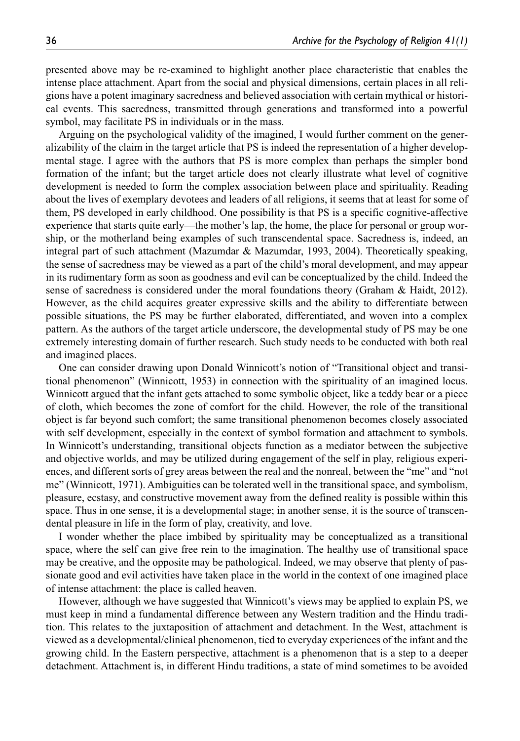presented above may be re-examined to highlight another place characteristic that enables the intense place attachment. Apart from the social and physical dimensions, certain places in all religions have a potent imaginary sacredness and believed association with certain mythical or historical events. This sacredness, transmitted through generations and transformed into a powerful symbol, may facilitate PS in individuals or in the mass.

Arguing on the psychological validity of the imagined, I would further comment on the generalizability of the claim in the target article that PS is indeed the representation of a higher developmental stage. I agree with the authors that PS is more complex than perhaps the simpler bond formation of the infant; but the target article does not clearly illustrate what level of cognitive development is needed to form the complex association between place and spirituality. Reading about the lives of exemplary devotees and leaders of all religions, it seems that at least for some of them, PS developed in early childhood. One possibility is that PS is a specific cognitive-affective experience that starts quite early—the mother's lap, the home, the place for personal or group worship, or the motherland being examples of such transcendental space. Sacredness is, indeed, an integral part of such attachment (Mazumdar & Mazumdar, 1993, 2004). Theoretically speaking, the sense of sacredness may be viewed as a part of the child's moral development, and may appear in its rudimentary form as soon as goodness and evil can be conceptualized by the child. Indeed the sense of sacredness is considered under the moral foundations theory (Graham & Haidt, 2012). However, as the child acquires greater expressive skills and the ability to differentiate between possible situations, the PS may be further elaborated, differentiated, and woven into a complex pattern. As the authors of the target article underscore, the developmental study of PS may be one extremely interesting domain of further research. Such study needs to be conducted with both real and imagined places.

One can consider drawing upon Donald Winnicott's notion of "Transitional object and transitional phenomenon" (Winnicott, 1953) in connection with the spirituality of an imagined locus. Winnicott argued that the infant gets attached to some symbolic object, like a teddy bear or a piece of cloth, which becomes the zone of comfort for the child. However, the role of the transitional object is far beyond such comfort; the same transitional phenomenon becomes closely associated with self development, especially in the context of symbol formation and attachment to symbols. In Winnicott's understanding, transitional objects function as a mediator between the subjective and objective worlds, and may be utilized during engagement of the self in play, religious experiences, and different sorts of grey areas between the real and the nonreal, between the "me" and "not me" (Winnicott, 1971). Ambiguities can be tolerated well in the transitional space, and symbolism, pleasure, ecstasy, and constructive movement away from the defined reality is possible within this space. Thus in one sense, it is a developmental stage; in another sense, it is the source of transcendental pleasure in life in the form of play, creativity, and love.

I wonder whether the place imbibed by spirituality may be conceptualized as a transitional space, where the self can give free rein to the imagination. The healthy use of transitional space may be creative, and the opposite may be pathological. Indeed, we may observe that plenty of passionate good and evil activities have taken place in the world in the context of one imagined place of intense attachment: the place is called heaven.

However, although we have suggested that Winnicott's views may be applied to explain PS, we must keep in mind a fundamental difference between any Western tradition and the Hindu tradition. This relates to the juxtaposition of attachment and detachment. In the West, attachment is viewed as a developmental/clinical phenomenon, tied to everyday experiences of the infant and the growing child. In the Eastern perspective, attachment is a phenomenon that is a step to a deeper detachment. Attachment is, in different Hindu traditions, a state of mind sometimes to be avoided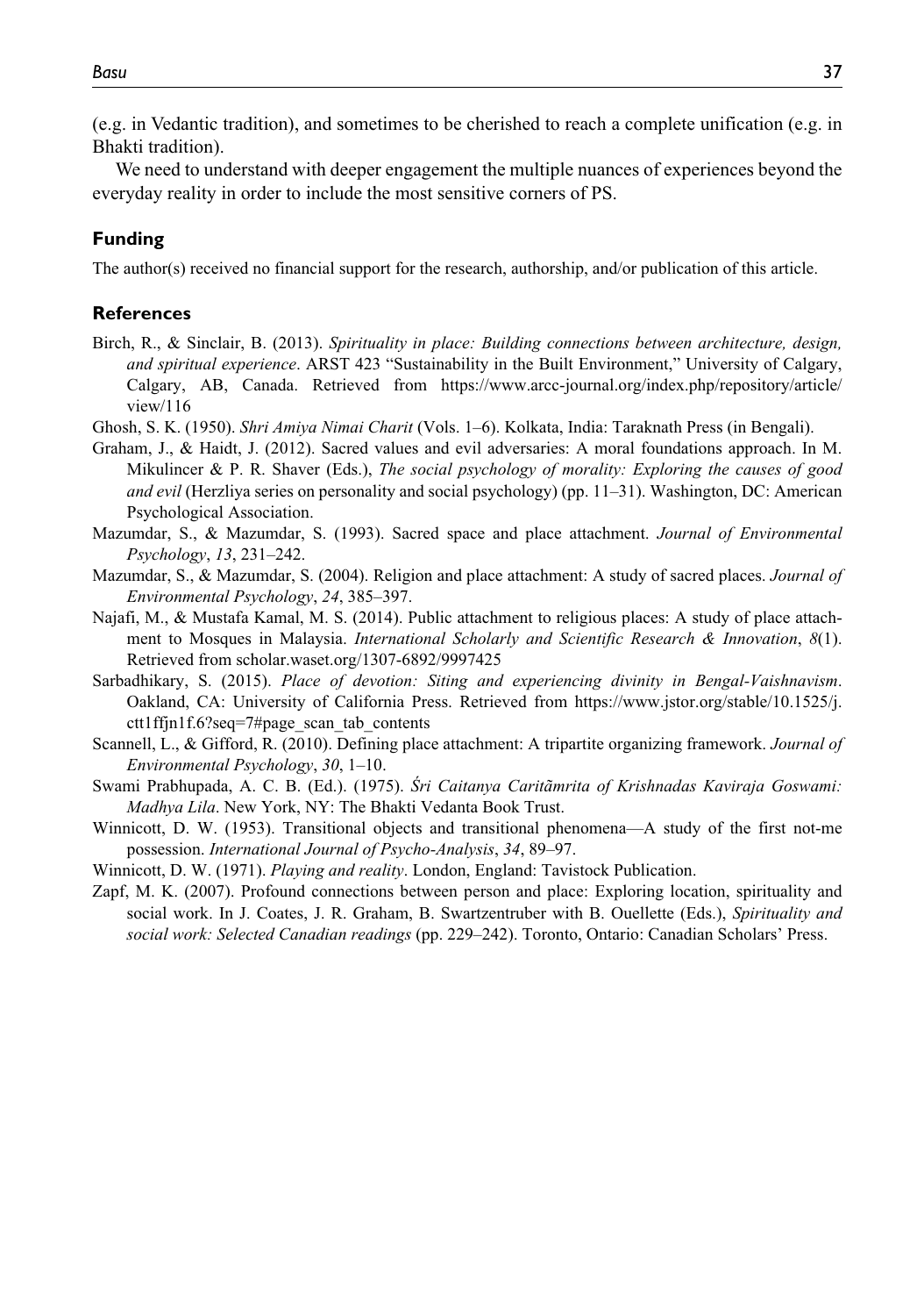(e.g. in Vedantic tradition), and sometimes to be cherished to reach a complete unification (e.g. in Bhakti tradition).

We need to understand with deeper engagement the multiple nuances of experiences beyond the everyday reality in order to include the most sensitive corners of PS.

## Funding

The author(s) received no financial support for the research, authorship, and/or publication of this article.

## References

Birch, R., & Sinclair, B. (2013). *Spirituality in place: Building connections between architecture, design, and spiritual experience*. ARST 423 "Sustainability in the Built Environment," University of Calgary, Calgary, AB, Canada. Retrieved from https://www.arcc-journal.org/index.php/repository/article/view/116

Ghosh, S. K. (1950). *Shri Amiya Nimai Charit* (Vols. 1–6). Kolkata, India: Taraknath Press (in Bengali).

Graham, J., & Haidt, J. (2012). Sacred values and evil adversaries: A moral foundations approach. In M. Mikulincer & P. R. Shaver (Eds.), *The social psychology of morality: Exploring the causes of good and evil* (Herzliya series on personality and social psychology) (pp. 11–31). Washington, DC: American Psychological Association.

Mazumdar, S., & Mazumdar, S. (1993). Sacred space and place attachment. *Journal of Environmental Psychology*, *13*, 231–242.

Mazumdar, S., & Mazumdar, S. (2004). Religion and place attachment: A study of sacred places. *Journal of Environmental Psychology*, *24*, 385–397.

Najafi, M., & Mustafa Kamal, M. S. (2014). Public attachment to religious places: A study of place attachment to Mosques in Malaysia. *International Scholarly and Scientific Research & Innovation*, *8*(1). Retrieved from scholar.waset.org/1307-6892/9997425

Sarbadhikary, S. (2015). *Place of devotion: Siting and experiencing divinity in Bengal-Vaishnavism*. Oakland, CA: University of California Press. Retrieved from https://www.jstor.org/stable/10.1525/j.ctt1ffjn1f.6?seq=7#page_scan_tab_contents

Scannell, L., & Gifford, R. (2010). Defining place attachment: A tripartite organizing framework. *Journal of Environmental Psychology*, *30*, 1–10.

Swami Prabhupada, A. C. B. (Ed.). (1975). *Śri Caitanya Caritãmrita of Krishnadas Kaviraja Goswami: Madhya Lila*. New York, NY: The Bhakti Vedanta Book Trust.

Winnicott, D. W. (1953). Transitional objects and transitional phenomena—A study of the first not-me possession. *International Journal of Psycho-Analysis*, *34*, 89–97.

Winnicott, D. W. (1971). *Playing and reality*. London, England: Tavistock Publication.

Zapf, M. K. (2007). Profound connections between person and place: Exploring location, spirituality and social work. In J. Coates, J. R. Graham, B. Swartzentruber with B. Ouellette (Eds.), *Spirituality and social work: Selected Canadian readings* (pp. 229–242). Toronto, Ontario: Canadian Scholars' Press.